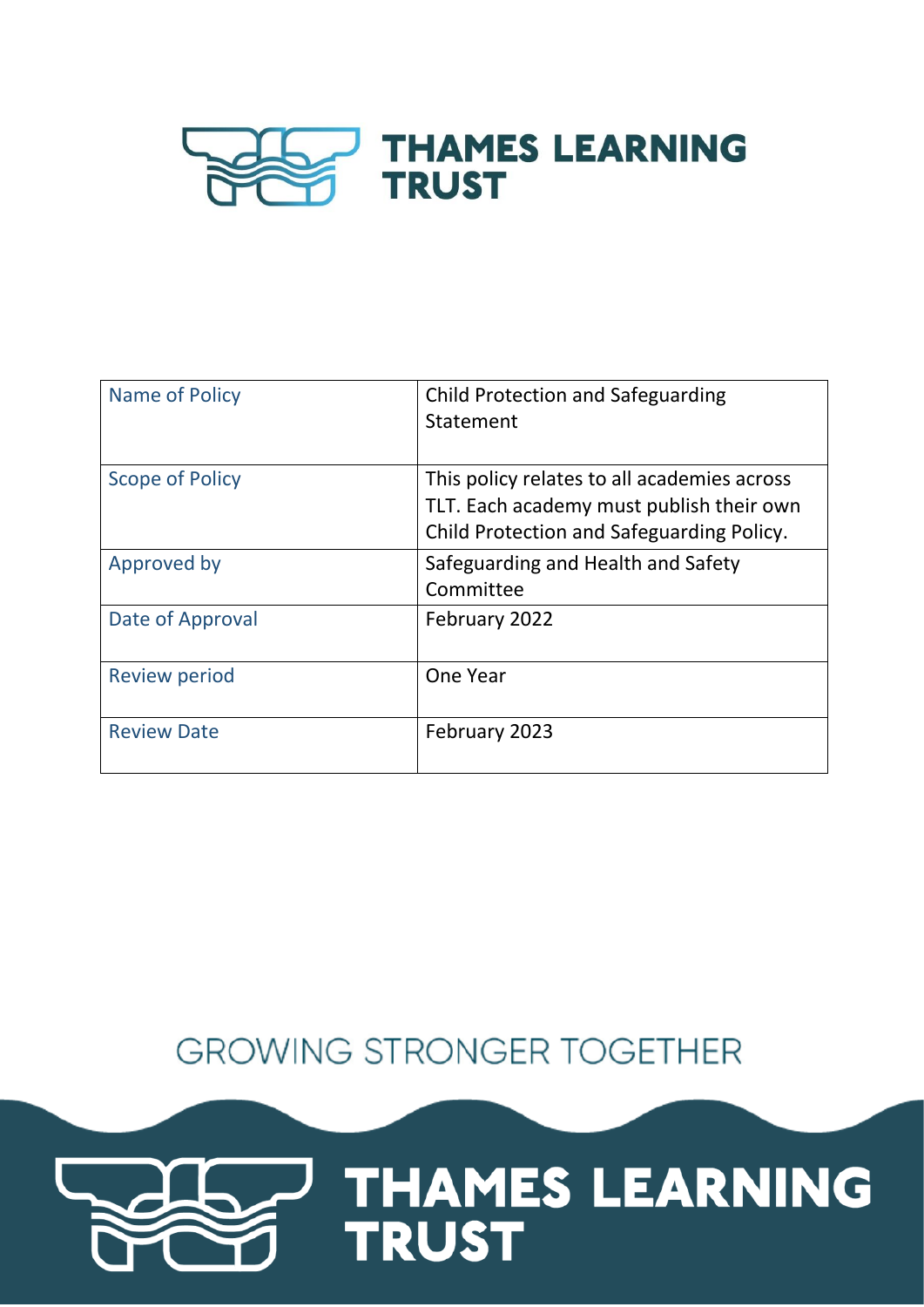# THAMES LEARNING TRUST

| Name of Policy | Child Protection and Safeguarding Statement |
|---|---|
| Scope of Policy | This policy relates to all academies across TLT. Each academy must publish their own Child Protection and Safeguarding Policy. |
| Approved by | Safeguarding and Health and Safety Committee |
| Date of Approval | February 2022 |
| Review period | One Year |
| Review Date | February 2023 |

GROWING STRONGER TOGETHER

THAMES LEARNING TRUST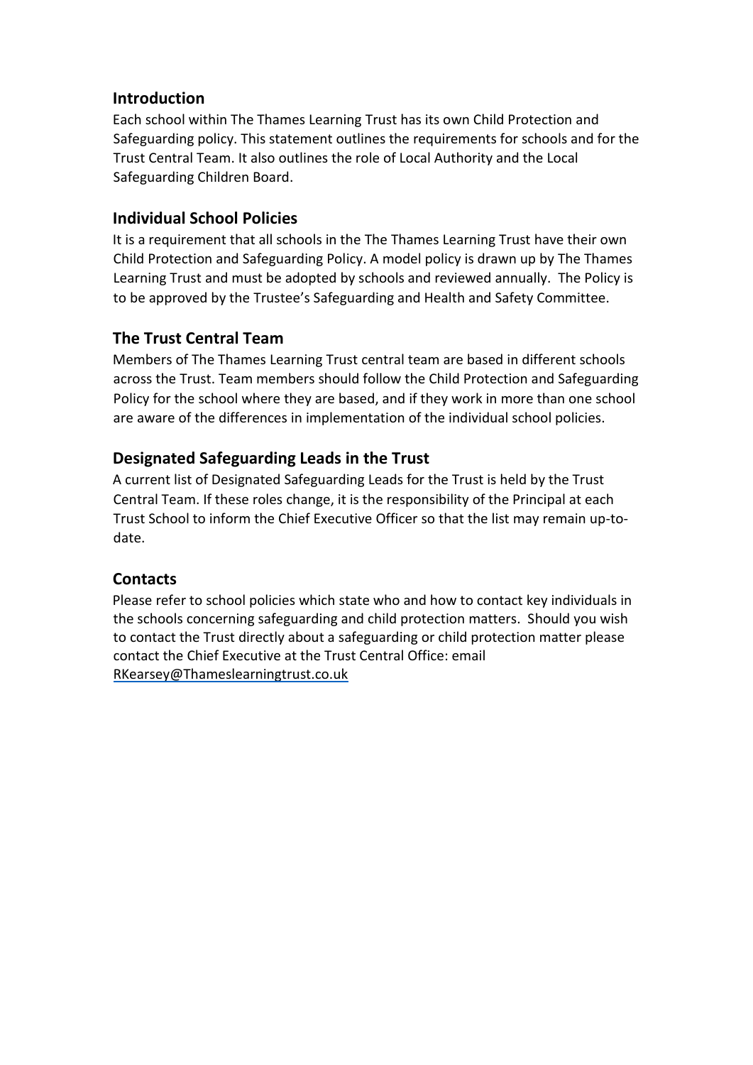## Introduction

Each school within The Thames Learning Trust has its own Child Protection and Safeguarding policy. This statement outlines the requirements for schools and for the Trust Central Team. It also outlines the role of Local Authority and the Local Safeguarding Children Board.

## Individual School Policies

It is a requirement that all schools in the The Thames Learning Trust have their own Child Protection and Safeguarding Policy. A model policy is drawn up by The Thames Learning Trust and must be adopted by schools and reviewed annually. The Policy is to be approved by the Trustee's Safeguarding and Health and Safety Committee.

## The Trust Central Team

Members of The Thames Learning Trust central team are based in different schools across the Trust. Team members should follow the Child Protection and Safeguarding Policy for the school where they are based, and if they work in more than one school are aware of the differences in implementation of the individual school policies.

## Designated Safeguarding Leads in the Trust

A current list of Designated Safeguarding Leads for the Trust is held by the Trust Central Team. If these roles change, it is the responsibility of the Principal at each Trust School to inform the Chief Executive Officer so that the list may remain up-to-date.

## Contacts

Please refer to school policies which state who and how to contact key individuals in the schools concerning safeguarding and child protection matters. Should you wish to contact the Trust directly about a safeguarding or child protection matter please contact the Chief Executive at the Trust Central Office: email RKearsey@Thameslearningtrust.co.uk